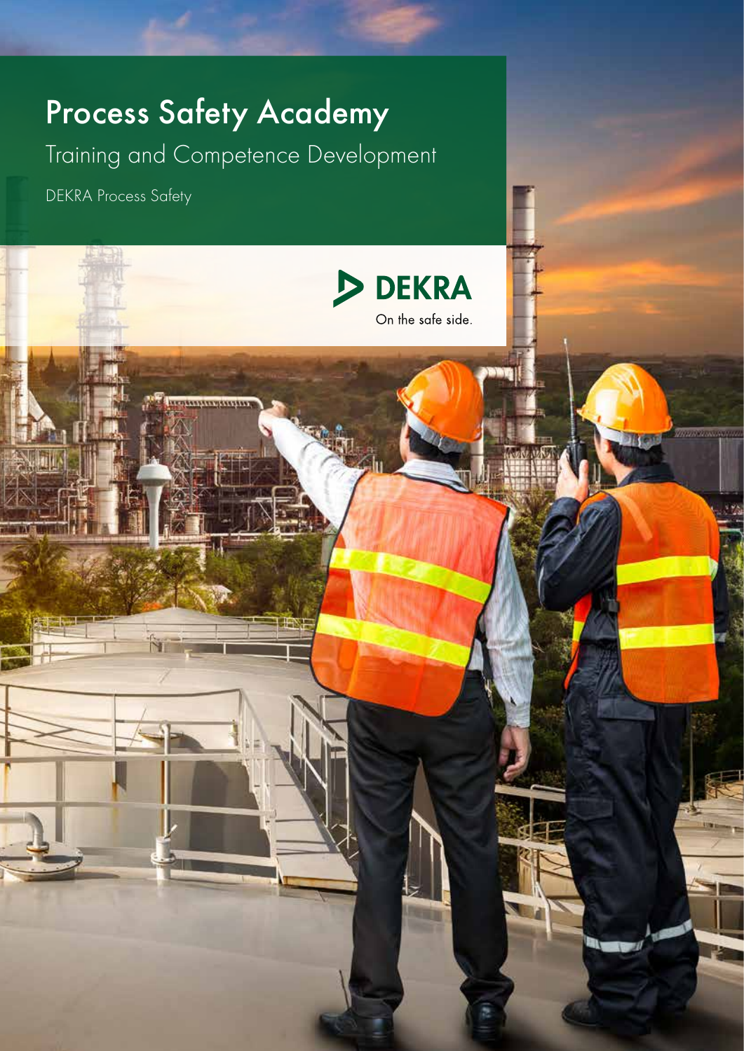# Process Safety Academy

## Training and Competence Development

DEKRA Process Safety

DEKRA

On the safe side.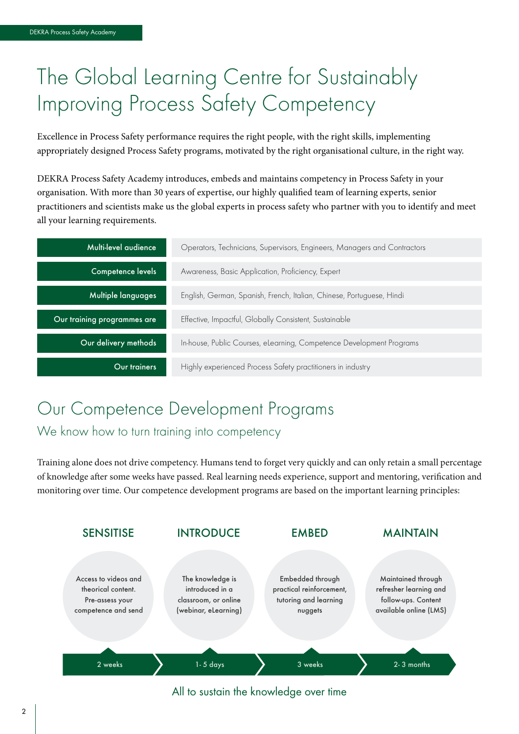# The Global Learning Centre for Sustainably Improving Process Safety Competency

Excellence in Process Safety performance requires the right people, with the right skills, implementing appropriately designed Process Safety programs, motivated by the right organisational culture, in the right way.

DEKRA Process Safety Academy introduces, embeds and maintains competency in Process Safety in your organisation. With more than 30 years of expertise, our highly qualified team of learning experts, senior practitioners and scientists make us the global experts in process safety who partner with you to identify and meet all your learning requirements.

| | |
|---|---|
| **Multi-level audience** | Operators, Technicians, Supervisors, Engineers, Managers and Contractors |
| **Competence levels** | Awareness, Basic Application, Proficiency, Expert |
| **Multiple languages** | English, German, Spanish, French, Italian, Chinese, Portuguese, Hindi |
| **Our training programmes are** | Effective, Impactful, Globally Consistent, Sustainable |
| **Our delivery methods** | In-house, Public Courses, eLearning, Competence Development Programs |
| **Our trainers** | Highly experienced Process Safety practitioners in industry |

## Our Competence Development Programs

### We know how to turn training into competency

Training alone does not drive competency. Humans tend to forget very quickly and can only retain a small percentage of knowledge after some weeks have passed. Real learning needs experience, support and mentoring, verification and monitoring over time. Our competence development programs are based on the important learning principles:

| SENSITISE | INTRODUCE | EMBED | MAINTAIN |
|---|---|---|---|
| Access to videos and theorical content. Pre-assess your competence and send | The knowledge is introduced in a classroom, or online (webinar, eLearning) | Embedded through practical reinforcement, tutoring and learning nuggets | Maintained through refresher learning and follow-ups. Content available online (LMS) |
| 2 weeks | 1- 5 days | 3 weeks | 2- 3 months |

All to sustain the knowledge over time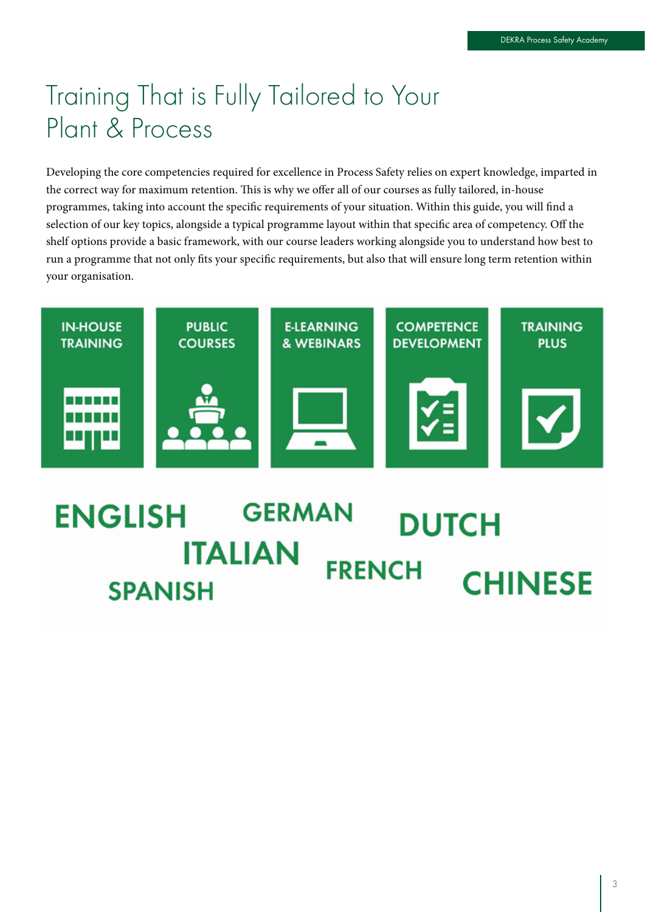# Training That is Fully Tailored to Your Plant & Process

Developing the core competencies required for excellence in Process Safety relies on expert knowledge, imparted in the correct way for maximum retention. This is why we offer all of our courses as fully tailored, in-house programmes, taking into account the specific requirements of your situation. Within this guide, you will find a selection of our key topics, alongside a typical programme layout within that specific area of competency. Off the shelf options provide a basic framework, with our course leaders working alongside you to understand how best to run a programme that not only fits your specific requirements, but also that will ensure long term retention within your organisation.

- IN-HOUSE TRAINING
- PUBLIC COURSES
- E-LEARNING & WEBINARS
- COMPETENCE DEVELOPMENT
- TRAINING PLUS

ENGLISH GERMAN DUTCH ITALIAN FRENCH SPANISH CHINESE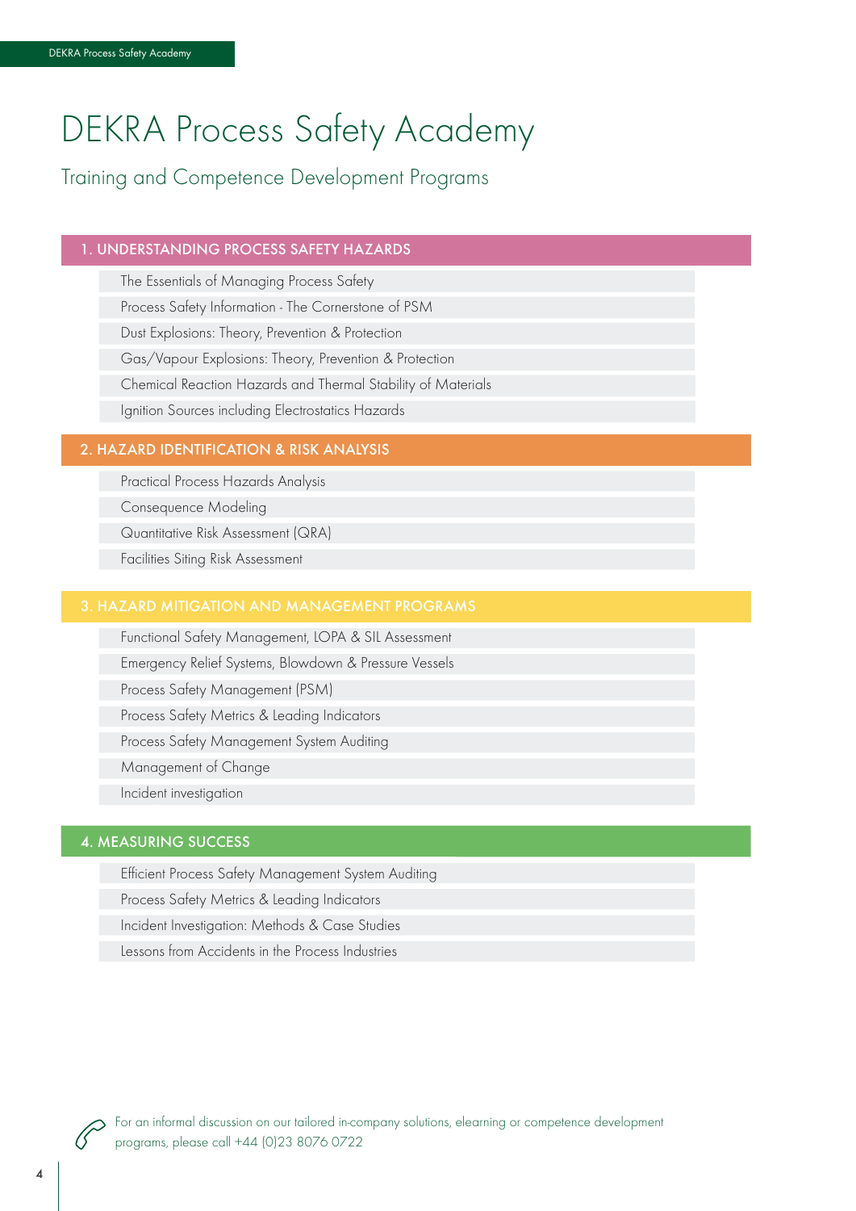# DEKRA Process Safety Academy

## Training and Competence Development Programs

### 1. UNDERSTANDING PROCESS SAFETY HAZARDS

- The Essentials of Managing Process Safety
- Process Safety Information - The Cornerstone of PSM
- Dust Explosions: Theory, Prevention & Protection
- Gas/Vapour Explosions: Theory, Prevention & Protection
- Chemical Reaction Hazards and Thermal Stability of Materials
- Ignition Sources including Electrostatics Hazards

### 2. HAZARD IDENTIFICATION & RISK ANALYSIS

- Practical Process Hazards Analysis
- Consequence Modeling
- Quantitative Risk Assessment (QRA)
- Facilities Siting Risk Assessment

### 3. HAZARD MITIGATION AND MANAGEMENT PROGRAMS

- Functional Safety Management, LOPA & SIL Assessment
- Emergency Relief Systems, Blowdown & Pressure Vessels
- Process Safety Management (PSM)
- Process Safety Metrics & Leading Indicators
- Process Safety Management System Auditing
- Management of Change
- Incident investigation

### 4. MEASURING SUCCESS

- Efficient Process Safety Management System Auditing
- Process Safety Metrics & Leading Indicators
- Incident Investigation: Methods & Case Studies
- Lessons from Accidents in the Process Industries

For an informal discussion on our tailored in-company solutions, elearning or competence development programs, please call +44 (0)23 8076 0722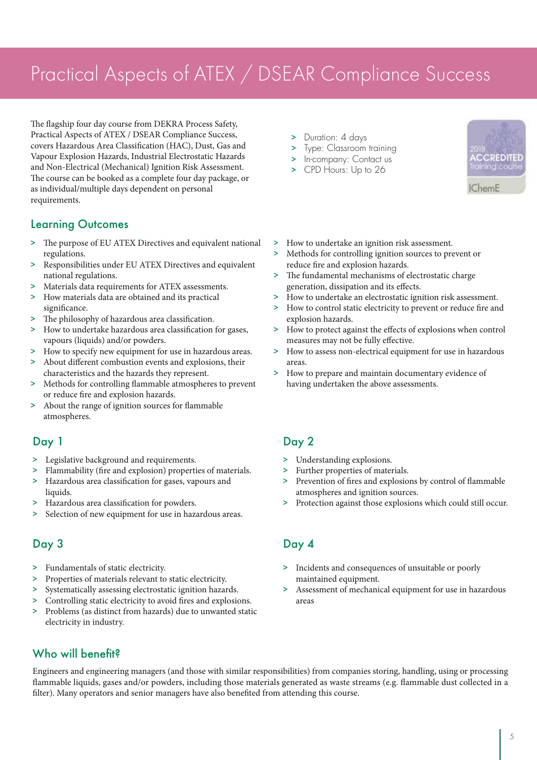# Practical Aspects of ATEX / DSEAR Compliance Success

The flagship four day course from DEKRA Process Safety, Practical Aspects of ATEX / DSEAR Compliance Success, covers Hazardous Area Classification (HAC), Dust, Gas and Vapour Explosion Hazards, Industrial Electrostatic Hazards and Non-Electrical (Mechanical) Ignition Risk Assessment. The course can be booked as a complete four day package, or as individual/multiple days dependent on personal requirements.

- Duration: 4 days
- Type: Classroom training
- In-company: Contact us
- CPD Hours: Up to 26

2018 ACCREDITED Training course IChemE

## Learning Outcomes

- The purpose of EU ATEX Directives and equivalent national regulations.
- Responsibilities under EU ATEX Directives and equivalent national regulations.
- Materials data requirements for ATEX assessments.
- How materials data are obtained and its practical significance.
- The philosophy of hazardous area classification.
- How to undertake hazardous area classification for gases, vapours (liquids) and/or powders.
- How to specify new equipment for use in hazardous areas.
- About different combustion events and explosions, their characteristics and the hazards they represent.
- Methods for controlling flammable atmospheres to prevent or reduce fire and explosion hazards.
- About the range of ignition sources for flammable atmospheres.
- How to undertake an ignition risk assessment.
- Methods for controlling ignition sources to prevent or reduce fire and explosion hazards.
- The fundamental mechanisms of electrostatic charge generation, dissipation and its effects.
- How to undertake an electrostatic ignition risk assessment.
- How to control static electricity to prevent or reduce fire and explosion hazards.
- How to protect against the effects of explosions when control measures may not be fully effective.
- How to assess non-electrical equipment for use in hazardous areas.
- How to prepare and maintain documentary evidence of having undertaken the above assessments.

## Day 1

- Legislative background and requirements.
- Flammability (fire and explosion) properties of materials.
- Hazardous area classification for gases, vapours and liquids.
- Hazardous area classification for powders.
- Selection of new equipment for use in hazardous areas.

## Day 2

- Understanding explosions.
- Further properties of materials.
- Prevention of fires and explosions by control of flammable atmospheres and ignition sources.
- Protection against those explosions which could still occur.

## Day 3

- Fundamentals of static electricity.
- Properties of materials relevant to static electricity.
- Systematically assessing electrostatic ignition hazards.
- Controlling static electricity to avoid fires and explosions.
- Problems (as distinct from hazards) due to unwanted static electricity in industry.

## Day 4

- Incidents and consequences of unsuitable or poorly maintained equipment.
- Assessment of mechanical equipment for use in hazardous areas

## Who will benefit?

Engineers and engineering managers (and those with similar responsibilities) from companies storing, handling, using or processing flammable liquids, gases and/or powders, including those materials generated as waste streams (e.g. flammable dust collected in a filter). Many operators and senior managers have also benefited from attending this course.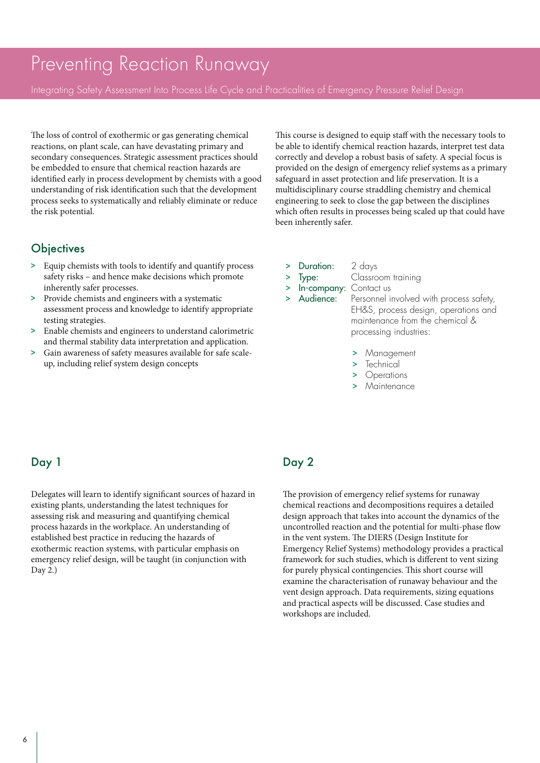# Preventing Reaction Runaway

Integrating Safety Assessment Into Process Life Cycle and Practicalities of Emergency Pressure Relief Design

The loss of control of exothermic or gas generating chemical reactions, on plant scale, can have devastating primary and secondary consequences. Strategic assessment practices should be embedded to ensure that chemical reaction hazards are identified early in process development by chemists with a good understanding of risk identification such that the development process seeks to systematically and reliably eliminate or reduce the risk potential.

This course is designed to equip staff with the necessary tools to be able to identify chemical reaction hazards, interpret test data correctly and develop a robust basis of safety. A special focus is provided on the design of emergency relief systems as a primary safeguard in asset protection and life preservation. It is a multidisciplinary course straddling chemistry and chemical engineering to seek to close the gap between the disciplines which often results in processes being scaled up that could have been inherently safer.

## Objectives

- Equip chemists with tools to identify and quantify process safety risks – and hence make decisions which promote inherently safer processes.
- Provide chemists and engineers with a systematic assessment process and knowledge to identify appropriate testing strategies.
- Enable chemists and engineers to understand calorimetric and thermal stability data interpretation and application.
- Gain awareness of safety measures available for safe scale-up, including relief system design concepts

- **Duration:** 2 days
- **Type:** Classroom training
- **In-company:** Contact us
- **Audience:** Personnel involved with process safety, EH&S, process design, operations and maintenance from the chemical & processing industries:
  - Management
  - Technical
  - Operations
  - Maintenance

## Day 1

Delegates will learn to identify significant sources of hazard in existing plants, understanding the latest techniques for assessing risk and measuring and quantifying chemical process hazards in the workplace. An understanding of established best practice in reducing the hazards of exothermic reaction systems, with particular emphasis on emergency relief design, will be taught (in conjunction with Day 2.)

## Day 2

The provision of emergency relief systems for runaway chemical reactions and decompositions requires a detailed design approach that takes into account the dynamics of the uncontrolled reaction and the potential for multi-phase flow in the vent system. The DIERS (Design Institute for Emergency Relief Systems) methodology provides a practical framework for such studies, which is different to vent sizing for purely physical contingencies. This short course will examine the characterisation of runaway behaviour and the vent design approach. Data requirements, sizing equations and practical aspects will be discussed. Case studies and workshops are included.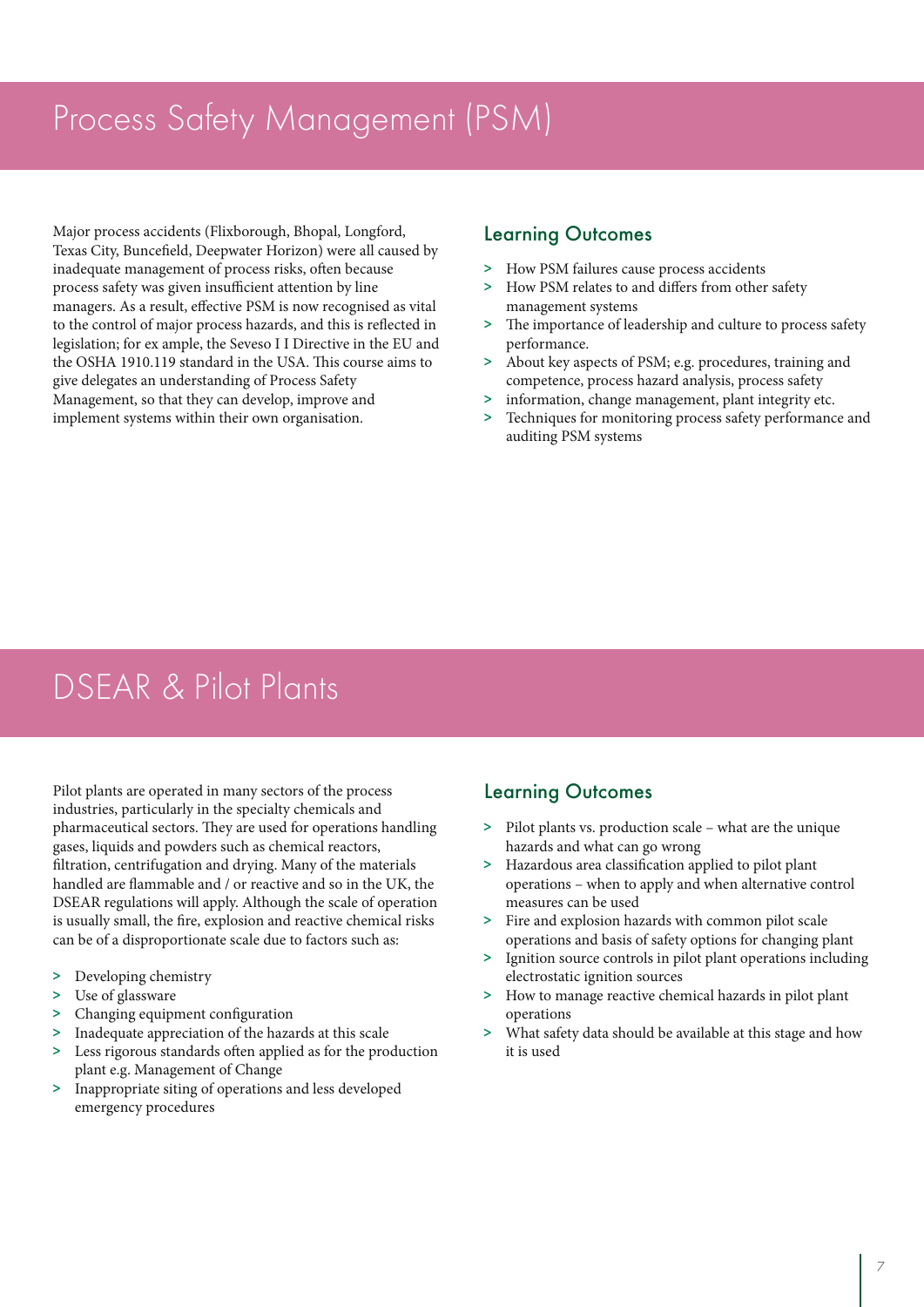# Process Safety Management (PSM)

Major process accidents (Flixborough, Bhopal, Longford, Texas City, Buncefield, Deepwater Horizon) were all caused by inadequate management of process risks, often because process safety was given insufficient attention by line managers. As a result, effective PSM is now recognised as vital to the control of major process hazards, and this is reflected in legislation; for ex ample, the Seveso I I Directive in the EU and the OSHA 1910.119 standard in the USA. This course aims to give delegates an understanding of Process Safety Management, so that they can develop, improve and implement systems within their own organisation.

## Learning Outcomes

- How PSM failures cause process accidents
- How PSM relates to and differs from other safety management systems
- The importance of leadership and culture to process safety performance.
- About key aspects of PSM; e.g. procedures, training and competence, process hazard analysis, process safety
- information, change management, plant integrity etc.
- Techniques for monitoring process safety performance and auditing PSM systems

# DSEAR & Pilot Plants

Pilot plants are operated in many sectors of the process industries, particularly in the specialty chemicals and pharmaceutical sectors. They are used for operations handling gases, liquids and powders such as chemical reactors, filtration, centrifugation and drying. Many of the materials handled are flammable and / or reactive and so in the UK, the DSEAR regulations will apply. Although the scale of operation is usually small, the fire, explosion and reactive chemical risks can be of a disproportionate scale due to factors such as:

- Developing chemistry
- Use of glassware
- Changing equipment configuration
- Inadequate appreciation of the hazards at this scale
- Less rigorous standards often applied as for the production plant e.g. Management of Change
- Inappropriate siting of operations and less developed emergency procedures

## Learning Outcomes

- Pilot plants vs. production scale – what are the unique hazards and what can go wrong
- Hazardous area classification applied to pilot plant operations – when to apply and when alternative control measures can be used
- Fire and explosion hazards with common pilot scale operations and basis of safety options for changing plant
- Ignition source controls in pilot plant operations including electrostatic ignition sources
- How to manage reactive chemical hazards in pilot plant operations
- What safety data should be available at this stage and how it is used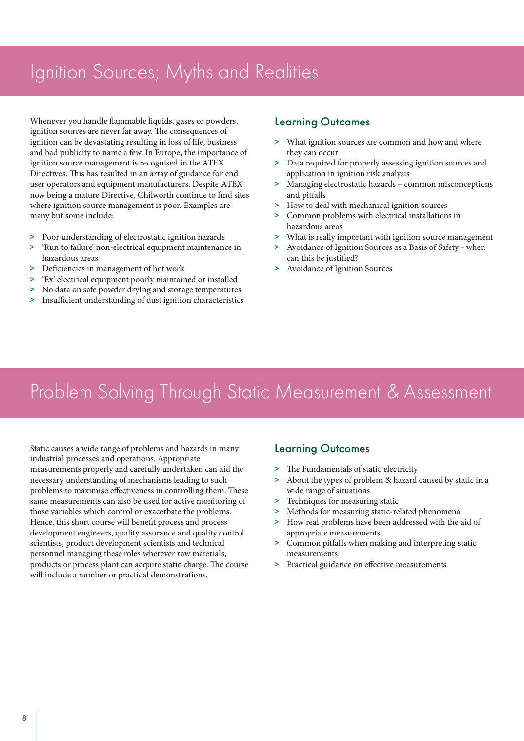# Ignition Sources; Myths and Realities

Whenever you handle flammable liquids, gases or powders, ignition sources are never far away. The consequences of ignition can be devastating resulting in loss of life, business and bad publicity to name a few. In Europe, the importance of ignition source management is recognised in the ATEX Directives. This has resulted in an array of guidance for end user operators and equipment manufacturers. Despite ATEX now being a mature Directive, Chilworth continue to find sites where ignition source management is poor. Examples are many but some include:

- Poor understanding of electrostatic ignition hazards
- 'Run to failure' non-electrical equipment maintenance in hazardous areas
- Deficiencies in management of hot work
- 'Ex' electrical equipment poorly maintained or installed
- No data on safe powder drying and storage temperatures
- Insufficient understanding of dust ignition characteristics

## Learning Outcomes

- What ignition sources are common and how and where they can occur
- Data required for properly assessing ignition sources and application in ignition risk analysis
- Managing electrostatic hazards – common misconceptions and pitfalls
- How to deal with mechanical ignition sources
- Common problems with electrical installations in hazardous areas
- What is really important with ignition source management
- Avoidance of Ignition Sources as a Basis of Safety - when can this be justified?
- Avoidance of Ignition Sources

# Problem Solving Through Static Measurement & Assessment

Static causes a wide range of problems and hazards in many industrial processes and operations. Appropriate measurements properly and carefully undertaken can aid the necessary understanding of mechanisms leading to such problems to maximise effectiveness in controlling them. These same measurements can also be used for active monitoring of those variables which control or exacerbate the problems. Hence, this short course will benefit process and process development engineers, quality assurance and quality control scientists, product development scientists and technical personnel managing these roles wherever raw materials, products or process plant can acquire static charge. The course will include a number or practical demonstrations.

## Learning Outcomes

- The Fundamentals of static electricity
- About the types of problem & hazard caused by static in a wide range of situations
- Techniques for measuring static
- Methods for measuring static-related phenomena
- How real problems have been addressed with the aid of appropriate measurements
- Common pitfalls when making and interpreting static measurements
- Practical guidance on effective measurements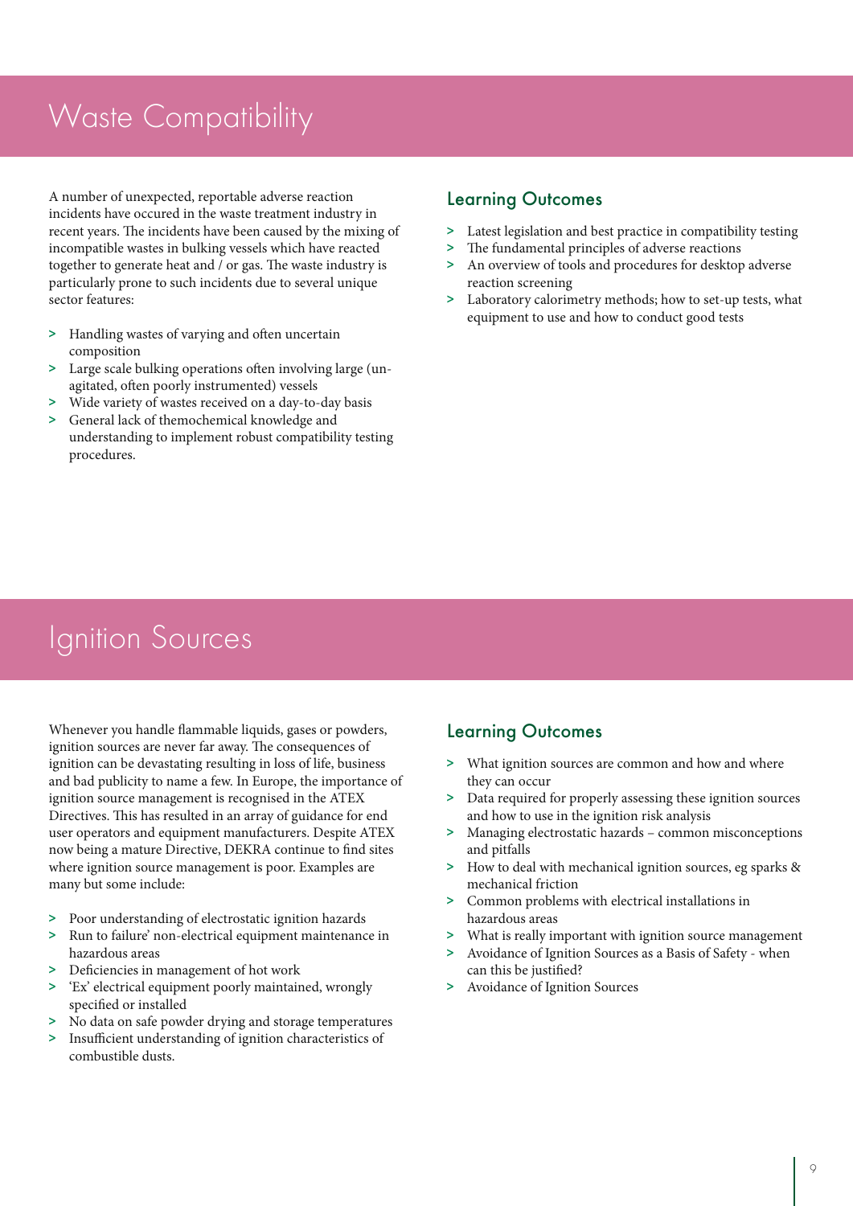# Waste Compatibility

A number of unexpected, reportable adverse reaction incidents have occured in the waste treatment industry in recent years. The incidents have been caused by the mixing of incompatible wastes in bulking vessels which have reacted together to generate heat and / or gas. The waste industry is particularly prone to such incidents due to several unique sector features:

- Handling wastes of varying and often uncertain composition
- Large scale bulking operations often involving large (un-agitated, often poorly instrumented) vessels
- Wide variety of wastes received on a day-to-day basis
- General lack of themochemical knowledge and understanding to implement robust compatibility testing procedures.

## Learning Outcomes

- Latest legislation and best practice in compatibility testing
- The fundamental principles of adverse reactions
- An overview of tools and procedures for desktop adverse reaction screening
- Laboratory calorimetry methods; how to set-up tests, what equipment to use and how to conduct good tests

# Ignition Sources

Whenever you handle flammable liquids, gases or powders, ignition sources are never far away. The consequences of ignition can be devastating resulting in loss of life, business and bad publicity to name a few. In Europe, the importance of ignition source management is recognised in the ATEX Directives. This has resulted in an array of guidance for end user operators and equipment manufacturers. Despite ATEX now being a mature Directive, DEKRA continue to find sites where ignition source management is poor. Examples are many but some include:

- Poor understanding of electrostatic ignition hazards
- Run to failure' non-electrical equipment maintenance in hazardous areas
- Deficiencies in management of hot work
- 'Ex' electrical equipment poorly maintained, wrongly specified or installed
- No data on safe powder drying and storage temperatures
- Insufficient understanding of ignition characteristics of combustible dusts.

## Learning Outcomes

- What ignition sources are common and how and where they can occur
- Data required for properly assessing these ignition sources and how to use in the ignition risk analysis
- Managing electrostatic hazards – common misconceptions and pitfalls
- How to deal with mechanical ignition sources, eg sparks & mechanical friction
- Common problems with electrical installations in hazardous areas
- What is really important with ignition source management
- Avoidance of Ignition Sources as a Basis of Safety - when can this be justified?
- Avoidance of Ignition Sources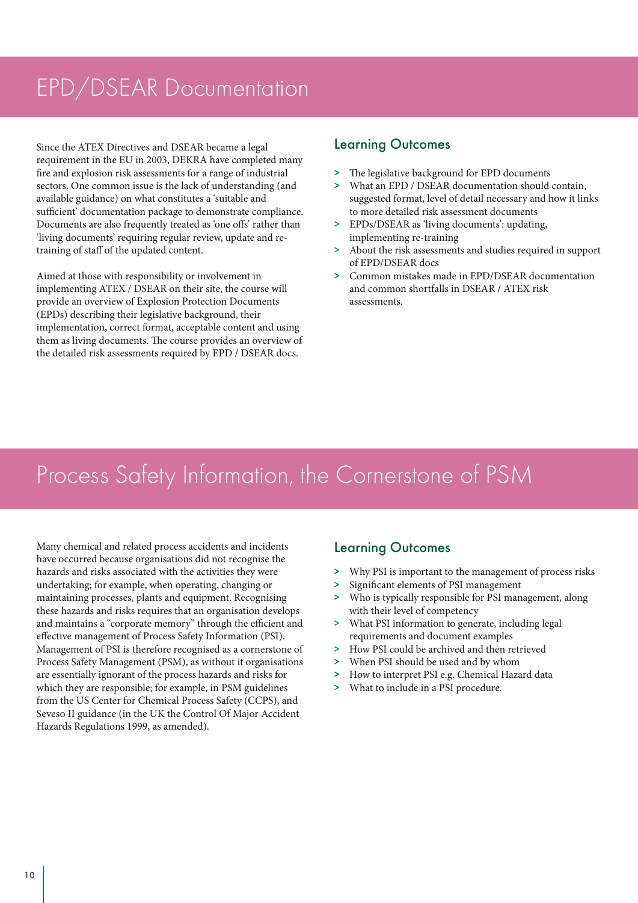# EPD/DSEAR Documentation

Since the ATEX Directives and DSEAR became a legal requirement in the EU in 2003, DEKRA have completed many fire and explosion risk assessments for a range of industrial sectors. One common issue is the lack of understanding (and available guidance) on what constitutes a 'suitable and sufficient' documentation package to demonstrate compliance. Documents are also frequently treated as 'one offs' rather than 'living documents' requiring regular review, update and re-training of staff of the updated content.

Aimed at those with responsibility or involvement in implementing ATEX / DSEAR on their site, the course will provide an overview of Explosion Protection Documents (EPDs) describing their legislative background, their implementation, correct format, acceptable content and using them as living documents. The course provides an overview of the detailed risk assessments required by EPD / DSEAR docs.

## Learning Outcomes

- The legislative background for EPD documents
- What an EPD / DSEAR documentation should contain, suggested format, level of detail necessary and how it links to more detailed risk assessment documents
- EPDs/DSEAR as 'living documents': updating, implementing re-training
- About the risk assessments and studies required in support of EPD/DSEAR docs
- Common mistakes made in EPD/DSEAR documentation and common shortfalls in DSEAR / ATEX risk assessments.

# Process Safety Information, the Cornerstone of PSM

Many chemical and related process accidents and incidents have occurred because organisations did not recognise the hazards and risks associated with the activities they were undertaking; for example, when operating, changing or maintaining processes, plants and equipment. Recognising these hazards and risks requires that an organisation develops and maintains a "corporate memory" through the efficient and effective management of Process Safety Information (PSI). Management of PSI is therefore recognised as a cornerstone of Process Safety Management (PSM), as without it organisations are essentially ignorant of the process hazards and risks for which they are responsible; for example, in PSM guidelines from the US Center for Chemical Process Safety (CCPS), and Seveso II guidance (in the UK the Control Of Major Accident Hazards Regulations 1999, as amended).

## Learning Outcomes

- Why PSI is important to the management of process risks
- Significant elements of PSI management
- Who is typically responsible for PSI management, along with their level of competency
- What PSI information to generate, including legal requirements and document examples
- How PSI could be archived and then retrieved
- When PSI should be used and by whom
- How to interpret PSI e.g. Chemical Hazard data
- What to include in a PSI procedure.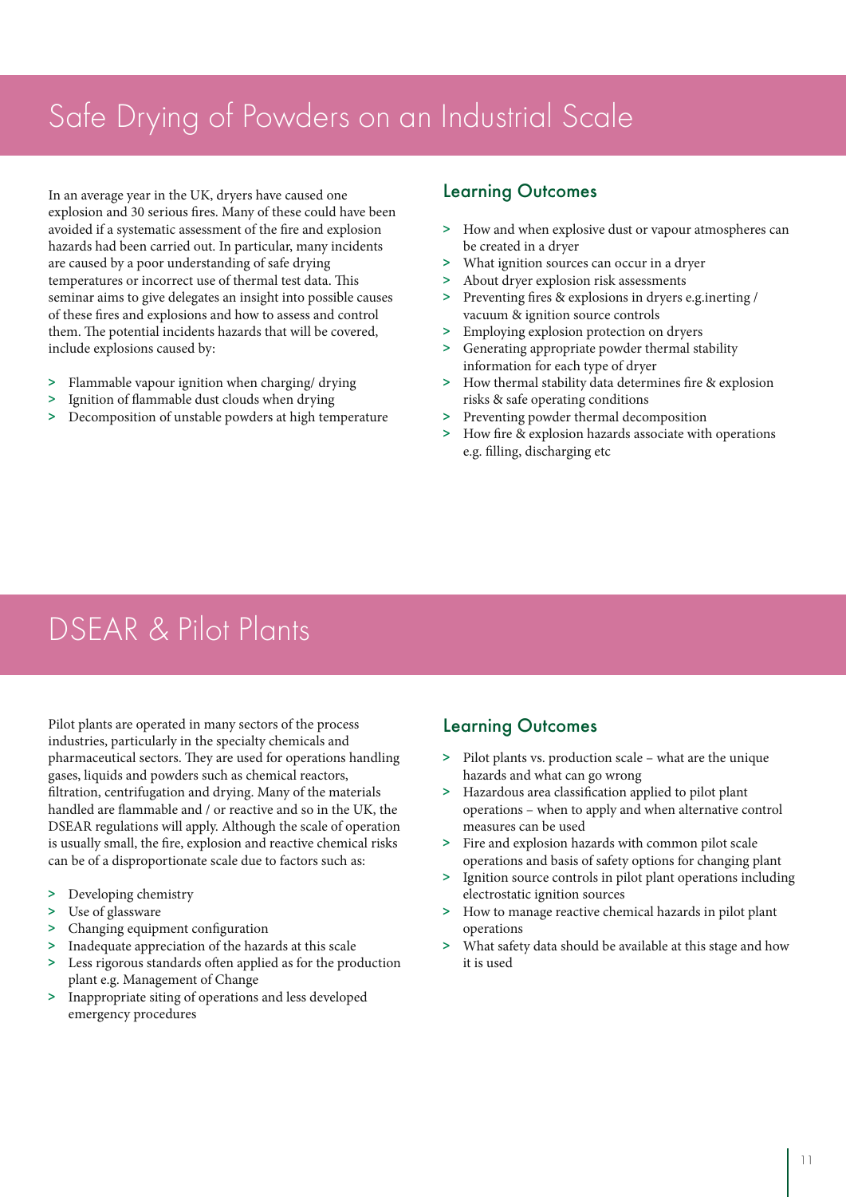# Safe Drying of Powders on an Industrial Scale

In an average year in the UK, dryers have caused one explosion and 30 serious fires. Many of these could have been avoided if a systematic assessment of the fire and explosion hazards had been carried out. In particular, many incidents are caused by a poor understanding of safe drying temperatures or incorrect use of thermal test data. This seminar aims to give delegates an insight into possible causes of these fires and explosions and how to assess and control them. The potential incidents hazards that will be covered, include explosions caused by:

- Flammable vapour ignition when charging/ drying
- Ignition of flammable dust clouds when drying
- Decomposition of unstable powders at high temperature

## Learning Outcomes

- How and when explosive dust or vapour atmospheres can be created in a dryer
- What ignition sources can occur in a dryer
- About dryer explosion risk assessments
- Preventing fires & explosions in dryers e.g.inerting / vacuum & ignition source controls
- Employing explosion protection on dryers
- Generating appropriate powder thermal stability information for each type of dryer
- How thermal stability data determines fire & explosion risks & safe operating conditions
- Preventing powder thermal decomposition
- How fire & explosion hazards associate with operations e.g. filling, discharging etc

# DSEAR & Pilot Plants

Pilot plants are operated in many sectors of the process industries, particularly in the specialty chemicals and pharmaceutical sectors. They are used for operations handling gases, liquids and powders such as chemical reactors, filtration, centrifugation and drying. Many of the materials handled are flammable and / or reactive and so in the UK, the DSEAR regulations will apply. Although the scale of operation is usually small, the fire, explosion and reactive chemical risks can be of a disproportionate scale due to factors such as:

- Developing chemistry
- Use of glassware
- Changing equipment configuration
- Inadequate appreciation of the hazards at this scale
- Less rigorous standards often applied as for the production plant e.g. Management of Change
- Inappropriate siting of operations and less developed emergency procedures

## Learning Outcomes

- Pilot plants vs. production scale – what are the unique hazards and what can go wrong
- Hazardous area classification applied to pilot plant operations – when to apply and when alternative control measures can be used
- Fire and explosion hazards with common pilot scale operations and basis of safety options for changing plant
- Ignition source controls in pilot plant operations including electrostatic ignition sources
- How to manage reactive chemical hazards in pilot plant operations
- What safety data should be available at this stage and how it is used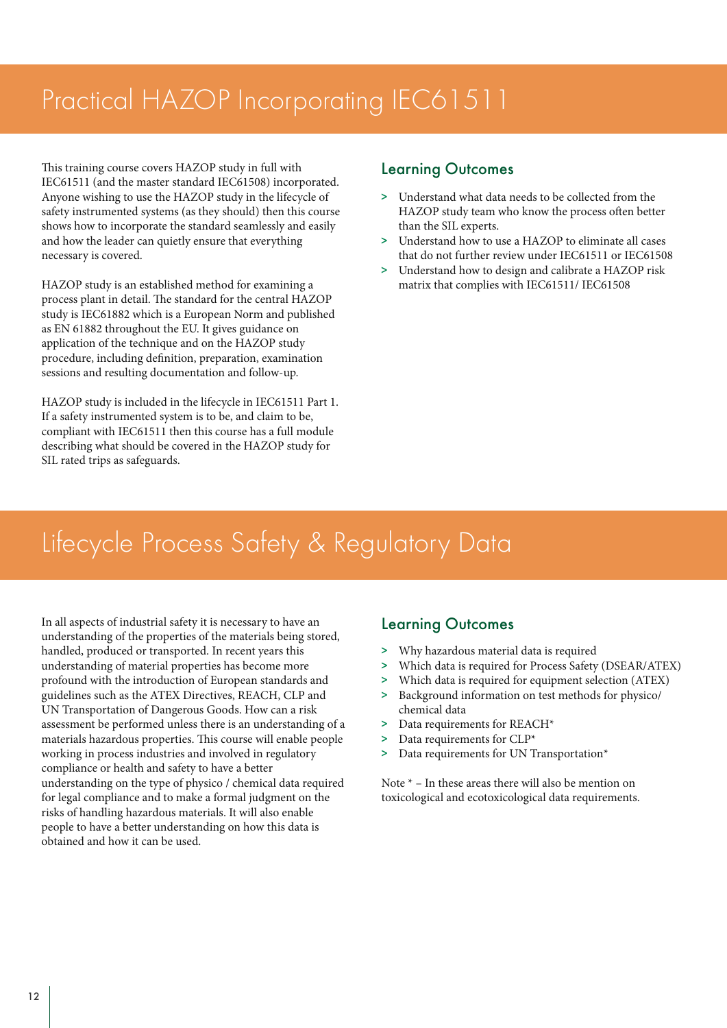# Practical HAZOP Incorporating IEC61511

This training course covers HAZOP study in full with IEC61511 (and the master standard IEC61508) incorporated. Anyone wishing to use the HAZOP study in the lifecycle of safety instrumented systems (as they should) then this course shows how to incorporate the standard seamlessly and easily and how the leader can quietly ensure that everything necessary is covered.

HAZOP study is an established method for examining a process plant in detail. The standard for the central HAZOP study is IEC61882 which is a European Norm and published as EN 61882 throughout the EU. It gives guidance on application of the technique and on the HAZOP study procedure, including definition, preparation, examination sessions and resulting documentation and follow-up.

HAZOP study is included in the lifecycle in IEC61511 Part 1. If a safety instrumented system is to be, and claim to be, compliant with IEC61511 then this course has a full module describing what should be covered in the HAZOP study for SIL rated trips as safeguards.

## Learning Outcomes

- Understand what data needs to be collected from the HAZOP study team who know the process often better than the SIL experts.
- Understand how to use a HAZOP to eliminate all cases that do not further review under IEC61511 or IEC61508
- Understand how to design and calibrate a HAZOP risk matrix that complies with IEC61511/ IEC61508

# Lifecycle Process Safety & Regulatory Data

In all aspects of industrial safety it is necessary to have an understanding of the properties of the materials being stored, handled, produced or transported. In recent years this understanding of material properties has become more profound with the introduction of European standards and guidelines such as the ATEX Directives, REACH, CLP and UN Transportation of Dangerous Goods. How can a risk assessment be performed unless there is an understanding of a materials hazardous properties. This course will enable people working in process industries and involved in regulatory compliance or health and safety to have a better understanding on the type of physico / chemical data required for legal compliance and to make a formal judgment on the risks of handling hazardous materials. It will also enable people to have a better understanding on how this data is obtained and how it can be used.

## Learning Outcomes

- Why hazardous material data is required
- Which data is required for Process Safety (DSEAR/ATEX)
- Which data is required for equipment selection (ATEX)
- Background information on test methods for physico/ chemical data
- Data requirements for REACH*
- Data requirements for CLP*
- Data requirements for UN Transportation*

Note * – In these areas there will also be mention on toxicological and ecotoxicological data requirements.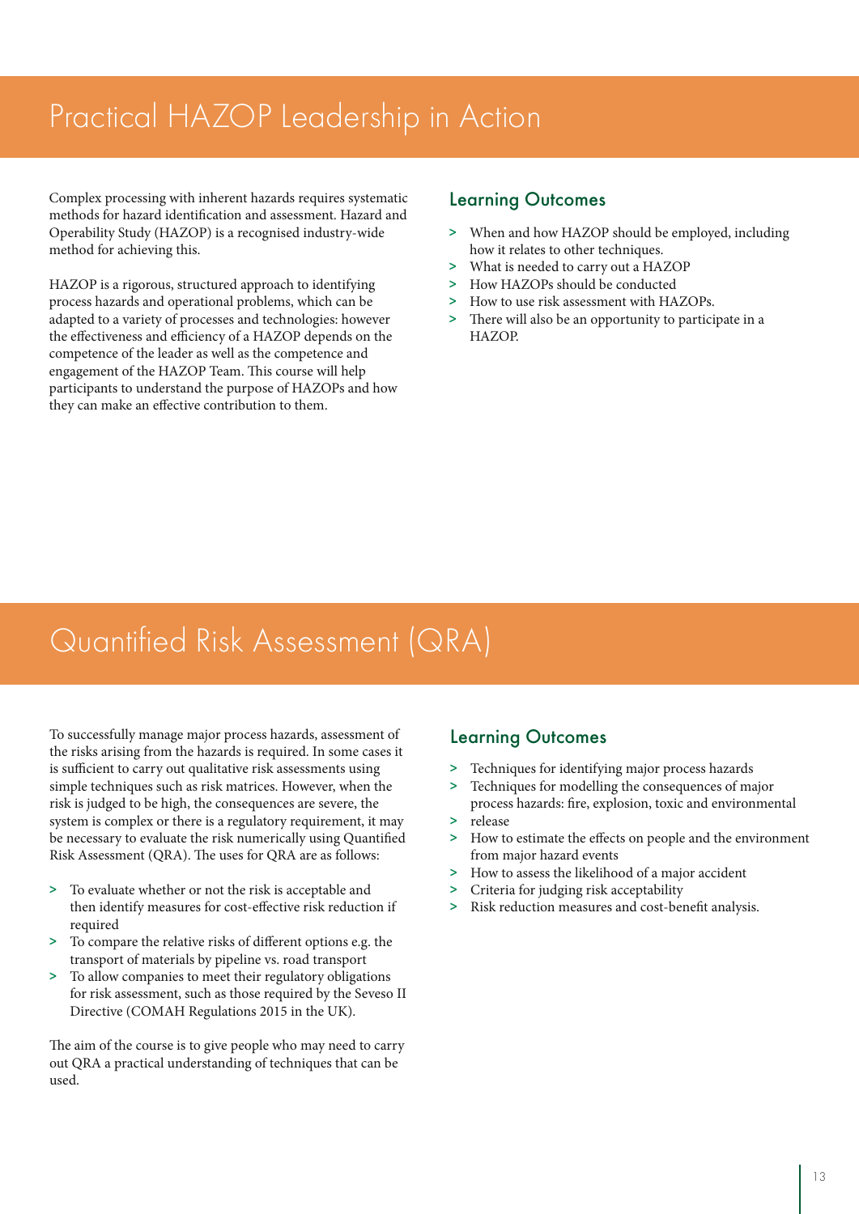# Practical HAZOP Leadership in Action

Complex processing with inherent hazards requires systematic methods for hazard identification and assessment. Hazard and Operability Study (HAZOP) is a recognised industry-wide method for achieving this.

HAZOP is a rigorous, structured approach to identifying process hazards and operational problems, which can be adapted to a variety of processes and technologies: however the effectiveness and efficiency of a HAZOP depends on the competence of the leader as well as the competence and engagement of the HAZOP Team. This course will help participants to understand the purpose of HAZOPs and how they can make an effective contribution to them.

## Learning Outcomes

> When and how HAZOP should be employed, including how it relates to other techniques.
> What is needed to carry out a HAZOP
> How HAZOPs should be conducted
> How to use risk assessment with HAZOPs.
> There will also be an opportunity to participate in a HAZOP.

# Quantified Risk Assessment (QRA)

To successfully manage major process hazards, assessment of the risks arising from the hazards is required. In some cases it is sufficient to carry out qualitative risk assessments using simple techniques such as risk matrices. However, when the risk is judged to be high, the consequences are severe, the system is complex or there is a regulatory requirement, it may be necessary to evaluate the risk numerically using Quantified Risk Assessment (QRA). The uses for QRA are as follows:

> To evaluate whether or not the risk is acceptable and then identify measures for cost-effective risk reduction if required
> To compare the relative risks of different options e.g. the transport of materials by pipeline vs. road transport
> To allow companies to meet their regulatory obligations for risk assessment, such as those required by the Seveso II Directive (COMAH Regulations 2015 in the UK).

The aim of the course is to give people who may need to carry out QRA a practical understanding of techniques that can be used.

## Learning Outcomes

> Techniques for identifying major process hazards
> Techniques for modelling the consequences of major process hazards: fire, explosion, toxic and environmental
> release
> How to estimate the effects on people and the environment from major hazard events
> How to assess the likelihood of a major accident
> Criteria for judging risk acceptability
> Risk reduction measures and cost-benefit analysis.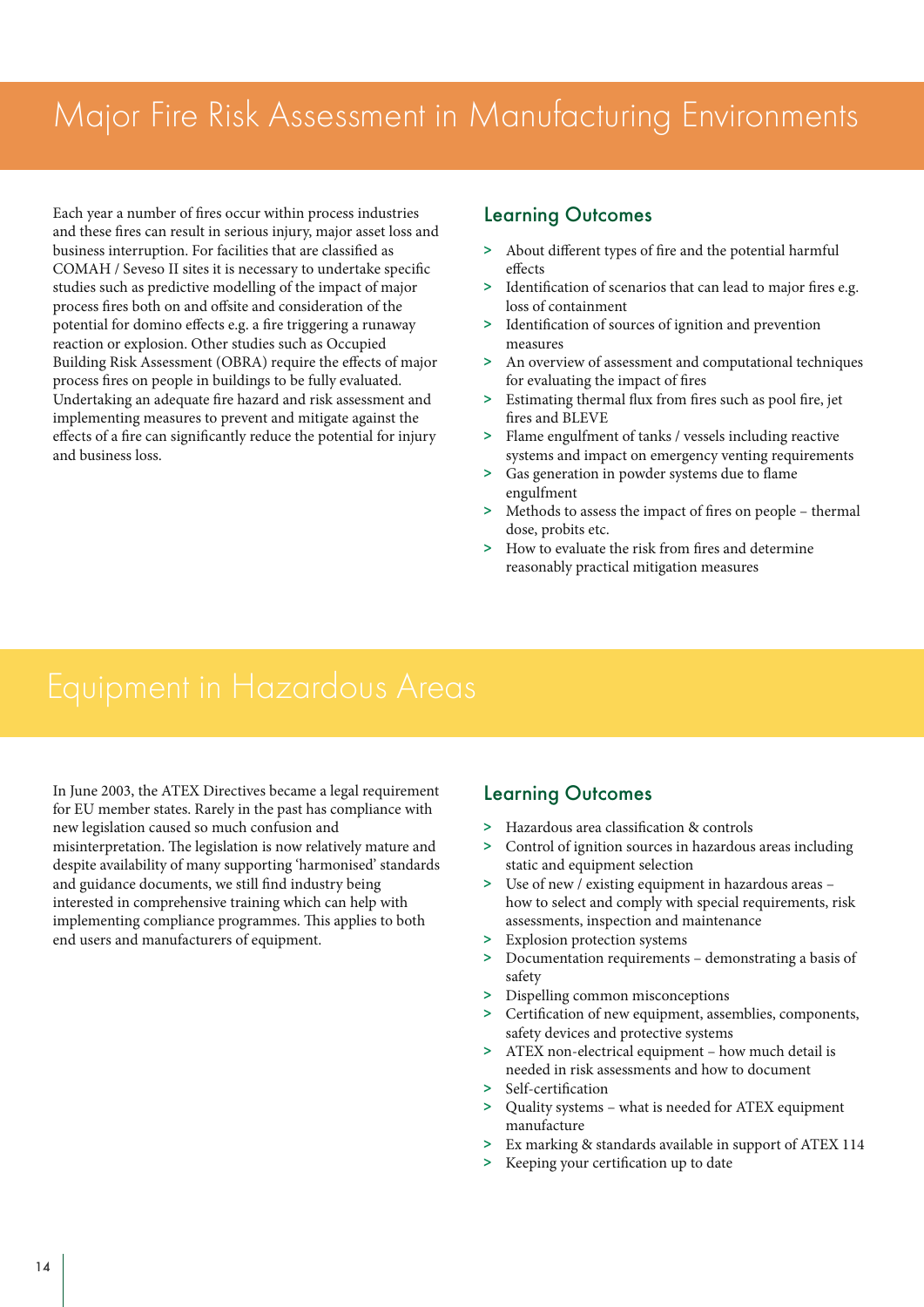# Major Fire Risk Assessment in Manufacturing Environments

Each year a number of fires occur within process industries and these fires can result in serious injury, major asset loss and business interruption. For facilities that are classified as COMAH / Seveso II sites it is necessary to undertake specific studies such as predictive modelling of the impact of major process fires both on and offsite and consideration of the potential for domino effects e.g. a fire triggering a runaway reaction or explosion. Other studies such as Occupied Building Risk Assessment (OBRA) require the effects of major process fires on people in buildings to be fully evaluated. Undertaking an adequate fire hazard and risk assessment and implementing measures to prevent and mitigate against the effects of a fire can significantly reduce the potential for injury and business loss.

## Learning Outcomes

- About different types of fire and the potential harmful effects
- Identification of scenarios that can lead to major fires e.g. loss of containment
- Identification of sources of ignition and prevention measures
- An overview of assessment and computational techniques for evaluating the impact of fires
- Estimating thermal flux from fires such as pool fire, jet fires and BLEVE
- Flame engulfment of tanks / vessels including reactive systems and impact on emergency venting requirements
- Gas generation in powder systems due to flame engulfment
- Methods to assess the impact of fires on people – thermal dose, probits etc.
- How to evaluate the risk from fires and determine reasonably practical mitigation measures

# Equipment in Hazardous Areas

In June 2003, the ATEX Directives became a legal requirement for EU member states. Rarely in the past has compliance with new legislation caused so much confusion and misinterpretation. The legislation is now relatively mature and despite availability of many supporting 'harmonised' standards and guidance documents, we still find industry being interested in comprehensive training which can help with implementing compliance programmes. This applies to both end users and manufacturers of equipment.

## Learning Outcomes

- Hazardous area classification & controls
- Control of ignition sources in hazardous areas including static and equipment selection
- Use of new / existing equipment in hazardous areas – how to select and comply with special requirements, risk assessments, inspection and maintenance
- Explosion protection systems
- Documentation requirements – demonstrating a basis of safety
- Dispelling common misconceptions
- Certification of new equipment, assemblies, components, safety devices and protective systems
- ATEX non-electrical equipment – how much detail is needed in risk assessments and how to document
- Self-certification
- Quality systems – what is needed for ATEX equipment manufacture
- Ex marking & standards available in support of ATEX 114
- Keeping your certification up to date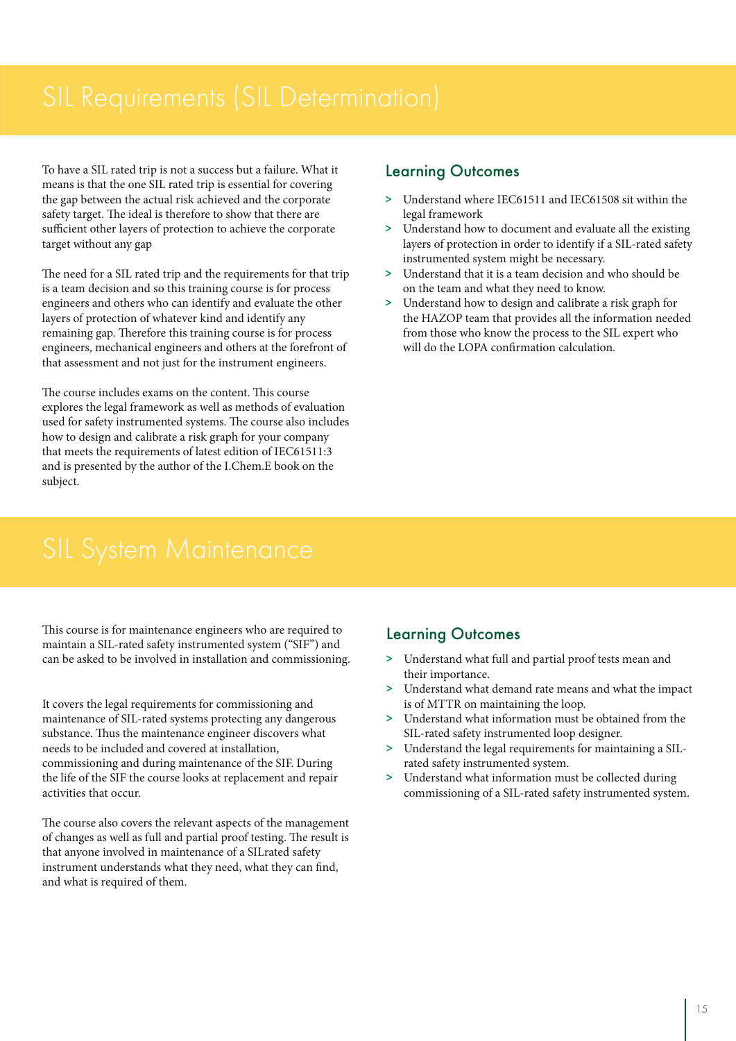# SIL Requirements (SIL Determination)

To have a SIL rated trip is not a success but a failure. What it means is that the one SIL rated trip is essential for covering the gap between the actual risk achieved and the corporate safety target. The ideal is therefore to show that there are sufficient other layers of protection to achieve the corporate target without any gap

The need for a SIL rated trip and the requirements for that trip is a team decision and so this training course is for process engineers and others who can identify and evaluate the other layers of protection of whatever kind and identify any remaining gap. Therefore this training course is for process engineers, mechanical engineers and others at the forefront of that assessment and not just for the instrument engineers.

The course includes exams on the content. This course explores the legal framework as well as methods of evaluation used for safety instrumented systems. The course also includes how to design and calibrate a risk graph for your company that meets the requirements of latest edition of IEC61511:3 and is presented by the author of the I.Chem.E book on the subject.

## Learning Outcomes

- Understand where IEC61511 and IEC61508 sit within the legal framework
- Understand how to document and evaluate all the existing layers of protection in order to identify if a SIL-rated safety instrumented system might be necessary.
- Understand that it is a team decision and who should be on the team and what they need to know.
- Understand how to design and calibrate a risk graph for the HAZOP team that provides all the information needed from those who know the process to the SIL expert who will do the LOPA confirmation calculation.

# SIL System Maintenance

This course is for maintenance engineers who are required to maintain a SIL-rated safety instrumented system ("SIF") and can be asked to be involved in installation and commissioning.

It covers the legal requirements for commissioning and maintenance of SIL-rated systems protecting any dangerous substance. Thus the maintenance engineer discovers what needs to be included and covered at installation, commissioning and during maintenance of the SIF. During the life of the SIF the course looks at replacement and repair activities that occur.

The course also covers the relevant aspects of the management of changes as well as full and partial proof testing. The result is that anyone involved in maintenance of a SILrated safety instrument understands what they need, what they can find, and what is required of them.

## Learning Outcomes

- Understand what full and partial proof tests mean and their importance.
- Understand what demand rate means and what the impact is of MTTR on maintaining the loop.
- Understand what information must be obtained from the SIL-rated safety instrumented loop designer.
- Understand the legal requirements for maintaining a SIL-rated safety instrumented system.
- Understand what information must be collected during commissioning of a SIL-rated safety instrumented system.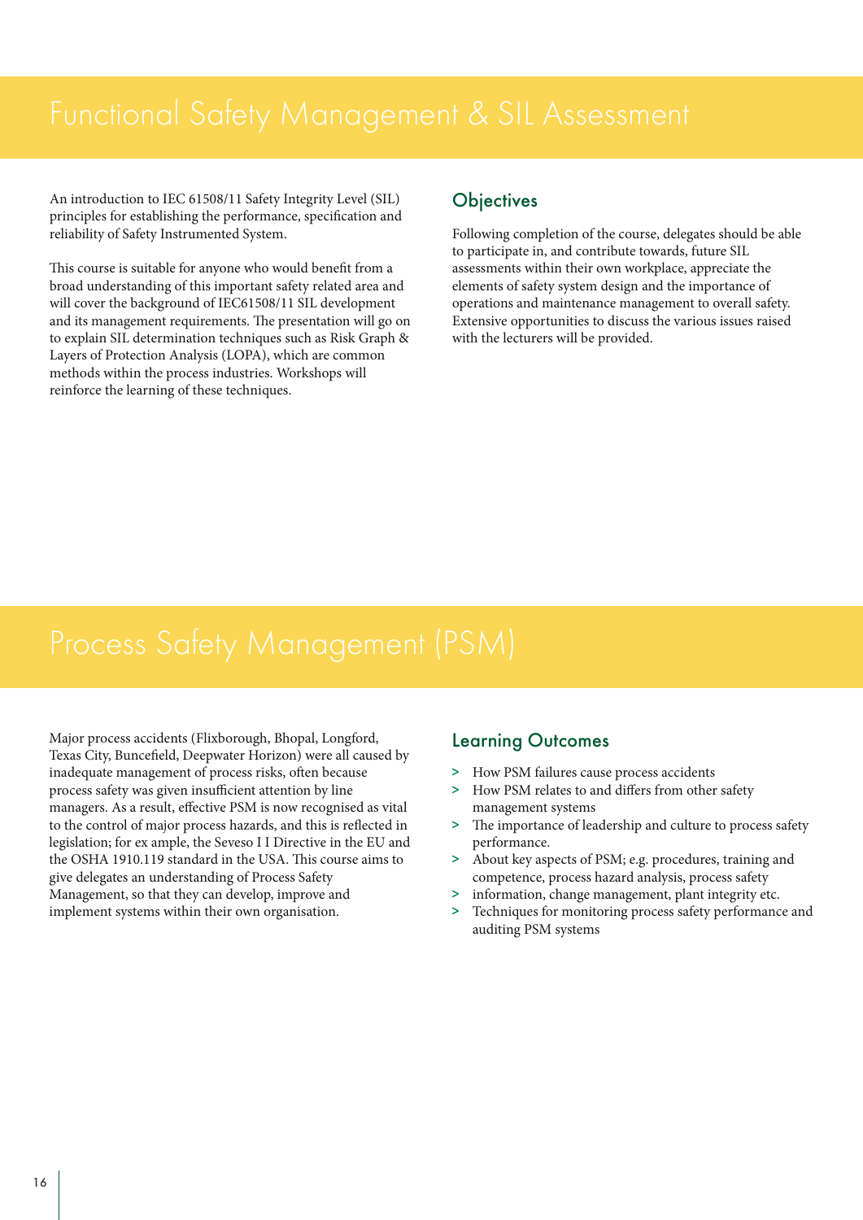# Functional Safety Management & SIL Assessment

An introduction to IEC 61508/11 Safety Integrity Level (SIL) principles for establishing the performance, specification and reliability of Safety Instrumented System.

This course is suitable for anyone who would benefit from a broad understanding of this important safety related area and will cover the background of IEC61508/11 SIL development and its management requirements. The presentation will go on to explain SIL determination techniques such as Risk Graph & Layers of Protection Analysis (LOPA), which are common methods within the process industries. Workshops will reinforce the learning of these techniques.

## Objectives

Following completion of the course, delegates should be able to participate in, and contribute towards, future SIL assessments within their own workplace, appreciate the elements of safety system design and the importance of operations and maintenance management to overall safety. Extensive opportunities to discuss the various issues raised with the lecturers will be provided.

# Process Safety Management (PSM)

Major process accidents (Flixborough, Bhopal, Longford, Texas City, Buncefield, Deepwater Horizon) were all caused by inadequate management of process risks, often because process safety was given insufficient attention by line managers. As a result, effective PSM is now recognised as vital to the control of major process hazards, and this is reflected in legislation; for ex ample, the Seveso I I Directive in the EU and the OSHA 1910.119 standard in the USA. This course aims to give delegates an understanding of Process Safety Management, so that they can develop, improve and implement systems within their own organisation.

## Learning Outcomes

- How PSM failures cause process accidents
- How PSM relates to and differs from other safety management systems
- The importance of leadership and culture to process safety performance.
- About key aspects of PSM; e.g. procedures, training and competence, process hazard analysis, process safety
- information, change management, plant integrity etc.
- Techniques for monitoring process safety performance and auditing PSM systems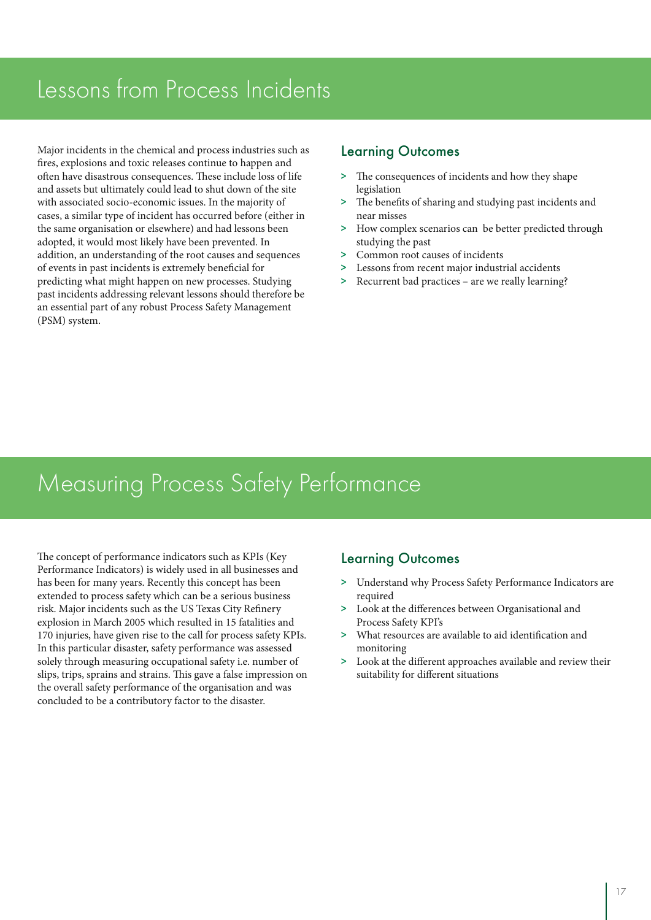# Lessons from Process Incidents

Major incidents in the chemical and process industries such as fires, explosions and toxic releases continue to happen and often have disastrous consequences. These include loss of life and assets but ultimately could lead to shut down of the site with associated socio-economic issues. In the majority of cases, a similar type of incident has occurred before (either in the same organisation or elsewhere) and had lessons been adopted, it would most likely have been prevented. In addition, an understanding of the root causes and sequences of events in past incidents is extremely beneficial for predicting what might happen on new processes. Studying past incidents addressing relevant lessons should therefore be an essential part of any robust Process Safety Management (PSM) system.

## Learning Outcomes

- The consequences of incidents and how they shape legislation
- The benefits of sharing and studying past incidents and near misses
- How complex scenarios can be better predicted through studying the past
- Common root causes of incidents
- Lessons from recent major industrial accidents
- Recurrent bad practices – are we really learning?

# Measuring Process Safety Performance

The concept of performance indicators such as KPIs (Key Performance Indicators) is widely used in all businesses and has been for many years. Recently this concept has been extended to process safety which can be a serious business risk. Major incidents such as the US Texas City Refinery explosion in March 2005 which resulted in 15 fatalities and 170 injuries, have given rise to the call for process safety KPIs. In this particular disaster, safety performance was assessed solely through measuring occupational safety i.e. number of slips, trips, sprains and strains. This gave a false impression on the overall safety performance of the organisation and was concluded to be a contributory factor to the disaster.

## Learning Outcomes

- Understand why Process Safety Performance Indicators are required
- Look at the differences between Organisational and Process Safety KPI's
- What resources are available to aid identification and monitoring
- Look at the different approaches available and review their suitability for different situations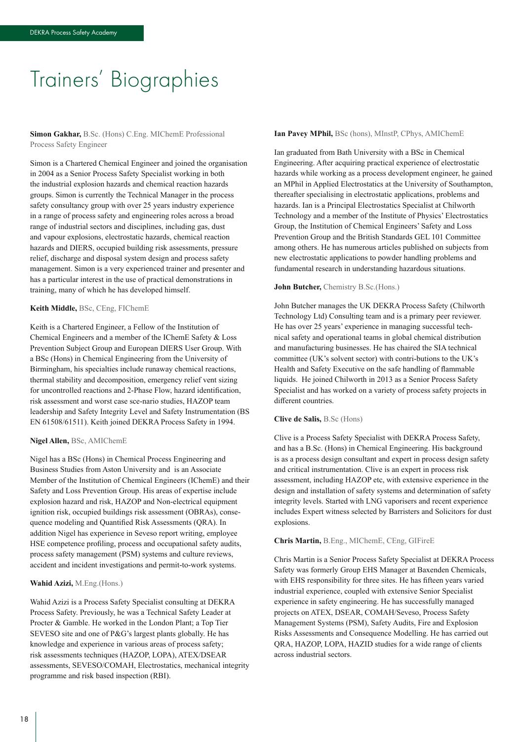# Trainers' Biographies

**Simon Gakhar,** B.Sc. (Hons) C.Eng. MIChemE Professional Process Safety Engineer

Simon is a Chartered Chemical Engineer and joined the organisation in 2004 as a Senior Process Safety Specialist working in both the industrial explosion hazards and chemical reaction hazards groups. Simon is currently the Technical Manager in the process safety consultancy group with over 25 years industry experience in a range of process safety and engineering roles across a broad range of industrial sectors and disciplines, including gas, dust and vapour explosions, electrostatic hazards, chemical reaction hazards and DIERS, occupied building risk assessments, pressure relief, discharge and disposal system design and process safety management. Simon is a very experienced trainer and presenter and has a particular interest in the use of practical demonstrations in training, many of which he has developed himself.

**Keith Middle,** BSc, CEng, FIChemE

Keith is a Chartered Engineer, a Fellow of the Institution of Chemical Engineers and a member of the IChemE Safety & Loss Prevention Subject Group and European DIERS User Group. With a BSc (Hons) in Chemical Engineering from the University of Birmingham, his specialties include runaway chemical reactions, thermal stability and decomposition, emergency relief vent sizing for uncontrolled reactions and 2-Phase Flow, hazard identification, risk assessment and worst case sce-nario studies, HAZOP team leadership and Safety Integrity Level and Safety Instrumentation (BS EN 61508/61511). Keith joined DEKRA Process Safety in 1994.

**Nigel Allen,** BSc, AMIChemE

Nigel has a BSc (Hons) in Chemical Process Engineering and Business Studies from Aston University and is an Associate Member of the Institution of Chemical Engineers (IChemE) and their Safety and Loss Prevention Group. His areas of expertise include explosion hazard and risk, HAZOP and Non-electrical equipment ignition risk, occupied buildings risk assessment (OBRAs), conse-quence modeling and Quantified Risk Assessments (QRA). In addition Nigel has experience in Seveso report writing, employee HSE competence profiling, process and occupational safety audits, process safety management (PSM) systems and culture reviews, accident and incident investigations and permit-to-work systems.

**Wahid Azizi,** M.Eng.(Hons.)

Wahid Azizi is a Process Safety Specialist consulting at DEKRA Process Safety. Previously, he was a Technical Safety Leader at Procter & Gamble. He worked in the London Plant; a Top Tier SEVESO site and one of P&G's largest plants globally. He has knowledge and experience in various areas of process safety; risk assessments techniques (HAZOP, LOPA), ATEX/DSEAR assessments, SEVESO/COMAH, Electrostatics, mechanical integrity programme and risk based inspection (RBI).

**Ian Pavey MPhil,** BSc (hons), MInstP, CPhys, AMIChemE

Ian graduated from Bath University with a BSc in Chemical Engineering. After acquiring practical experience of electrostatic hazards while working as a process development engineer, he gained an MPhil in Applied Electrostatics at the University of Southampton, thereafter specialising in electrostatic applications, problems and hazards. Ian is a Principal Electrostatics Specialist at Chilworth Technology and a member of the Institute of Physics' Electrostatics Group, the Institution of Chemical Engineers' Safety and Loss Prevention Group and the British Standards GEL 101 Committee among others. He has numerous articles published on subjects from new electrostatic applications to powder handling problems and fundamental research in understanding hazardous situations.

**John Butcher,** Chemistry B.Sc.(Hons.)

John Butcher manages the UK DEKRA Process Safety (Chilworth Technology Ltd) Consulting team and is a primary peer reviewer. He has over 25 years' experience in managing successful tech-nical safety and operational teams in global chemical distribution and manufacturing businesses. He has chaired the SIA technical committee (UK's solvent sector) with contri-butions to the UK's Health and Safety Executive on the safe handling of flammable liquids. He joined Chilworth in 2013 as a Senior Process Safety Specialist and has worked on a variety of process safety projects in different countries.

**Clive de Salis,** B.Sc (Hons)

Clive is a Process Safety Specialist with DEKRA Process Safety, and has a B.Sc. (Hons) in Chemical Engineering. His background is as a process design consultant and expert in process design safety and critical instrumentation. Clive is an expert in process risk assessment, including HAZOP etc, with extensive experience in the design and installation of safety systems and determination of safety integrity levels. Started with LNG vaporisers and recent experience includes Expert witness selected by Barristers and Solicitors for dust explosions.

**Chris Martin,** B.Eng., MIChemE, CEng, GIFireE

Chris Martin is a Senior Process Safety Specialist at DEKRA Process Safety was formerly Group EHS Manager at Baxenden Chemicals, with EHS responsibility for three sites. He has fifteen years varied industrial experience, coupled with extensive Senior Specialist experience in safety engineering. He has successfully managed projects on ATEX, DSEAR, COMAH/Seveso, Process Safety Management Systems (PSM), Safety Audits, Fire and Explosion Risks Assessments and Consequence Modelling. He has carried out QRA, HAZOP, LOPA, HAZID studies for a wide range of clients across industrial sectors.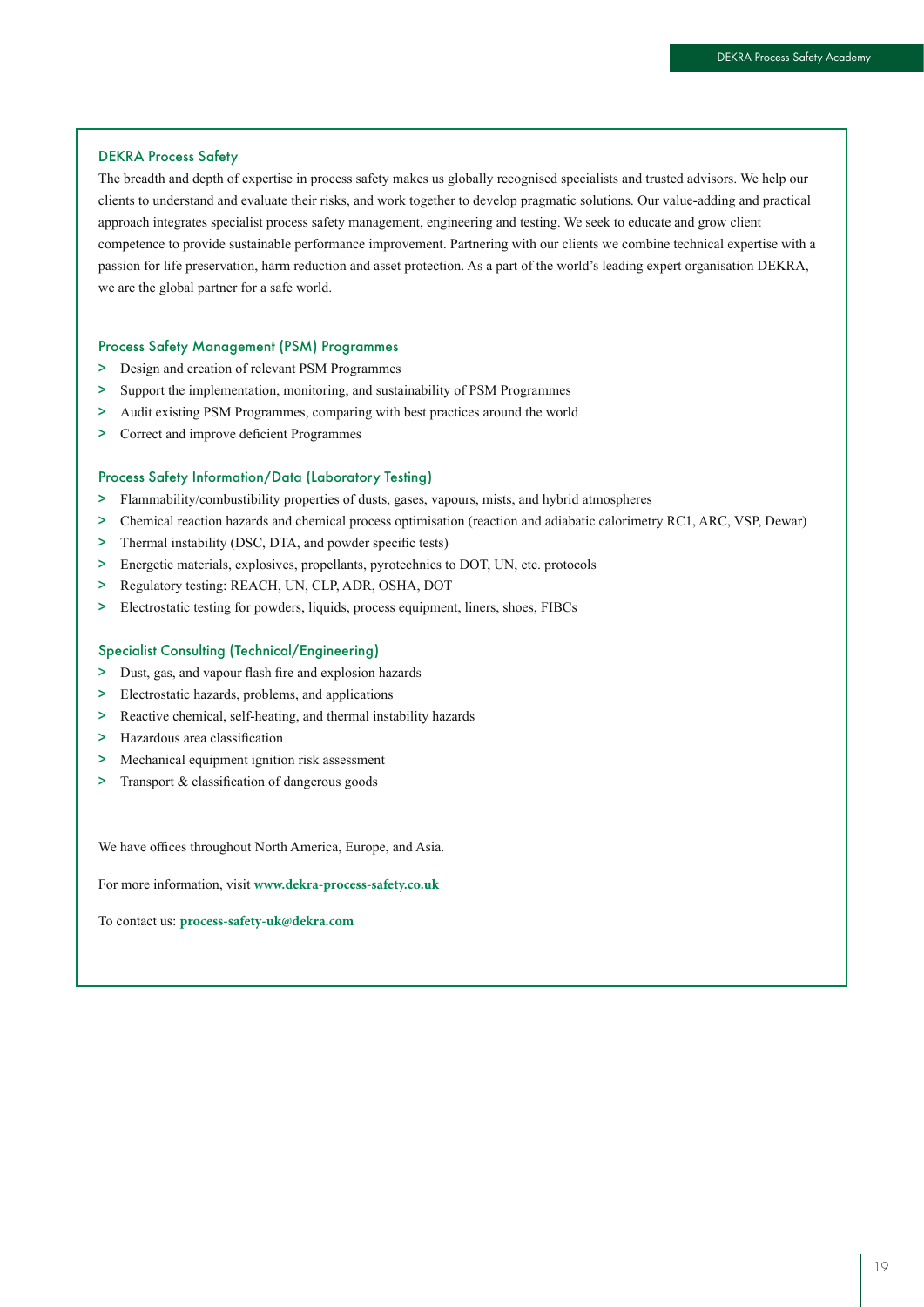## DEKRA Process Safety

The breadth and depth of expertise in process safety makes us globally recognised specialists and trusted advisors. We help our clients to understand and evaluate their risks, and work together to develop pragmatic solutions. Our value-adding and practical approach integrates specialist process safety management, engineering and testing. We seek to educate and grow client competence to provide sustainable performance improvement. Partnering with our clients we combine technical expertise with a passion for life preservation, harm reduction and asset protection. As a part of the world's leading expert organisation DEKRA, we are the global partner for a safe world.

### Process Safety Management (PSM) Programmes

- Design and creation of relevant PSM Programmes
- Support the implementation, monitoring, and sustainability of PSM Programmes
- Audit existing PSM Programmes, comparing with best practices around the world
- Correct and improve deficient Programmes

### Process Safety Information/Data (Laboratory Testing)

- Flammability/combustibility properties of dusts, gases, vapours, mists, and hybrid atmospheres
- Chemical reaction hazards and chemical process optimisation (reaction and adiabatic calorimetry RC1, ARC, VSP, Dewar)
- Thermal instability (DSC, DTA, and powder specific tests)
- Energetic materials, explosives, propellants, pyrotechnics to DOT, UN, etc. protocols
- Regulatory testing: REACH, UN, CLP, ADR, OSHA, DOT
- Electrostatic testing for powders, liquids, process equipment, liners, shoes, FIBCs

### Specialist Consulting (Technical/Engineering)

- Dust, gas, and vapour flash fire and explosion hazards
- Electrostatic hazards, problems, and applications
- Reactive chemical, self-heating, and thermal instability hazards
- Hazardous area classification
- Mechanical equipment ignition risk assessment
- Transport & classification of dangerous goods

We have offices throughout North America, Europe, and Asia.

For more information, visit **www.dekra-process-safety.co.uk**

To contact us: **process-safety-uk@dekra.com**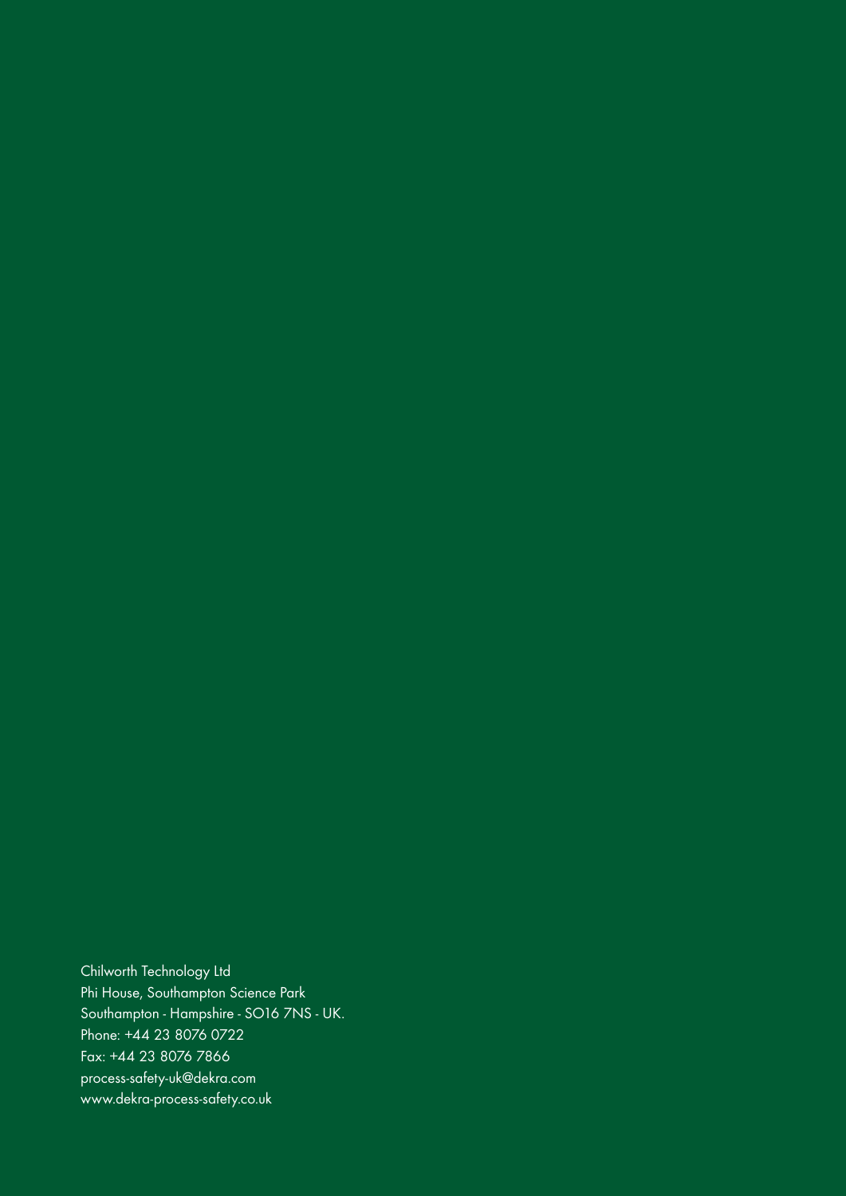Chilworth Technology Ltd
Phi House, Southampton Science Park
Southampton - Hampshire - SO16 7NS - UK.
Phone: +44 23 8076 0722
Fax: +44 23 8076 7866
process-safety-uk@dekra.com
www.dekra-process-safety.co.uk